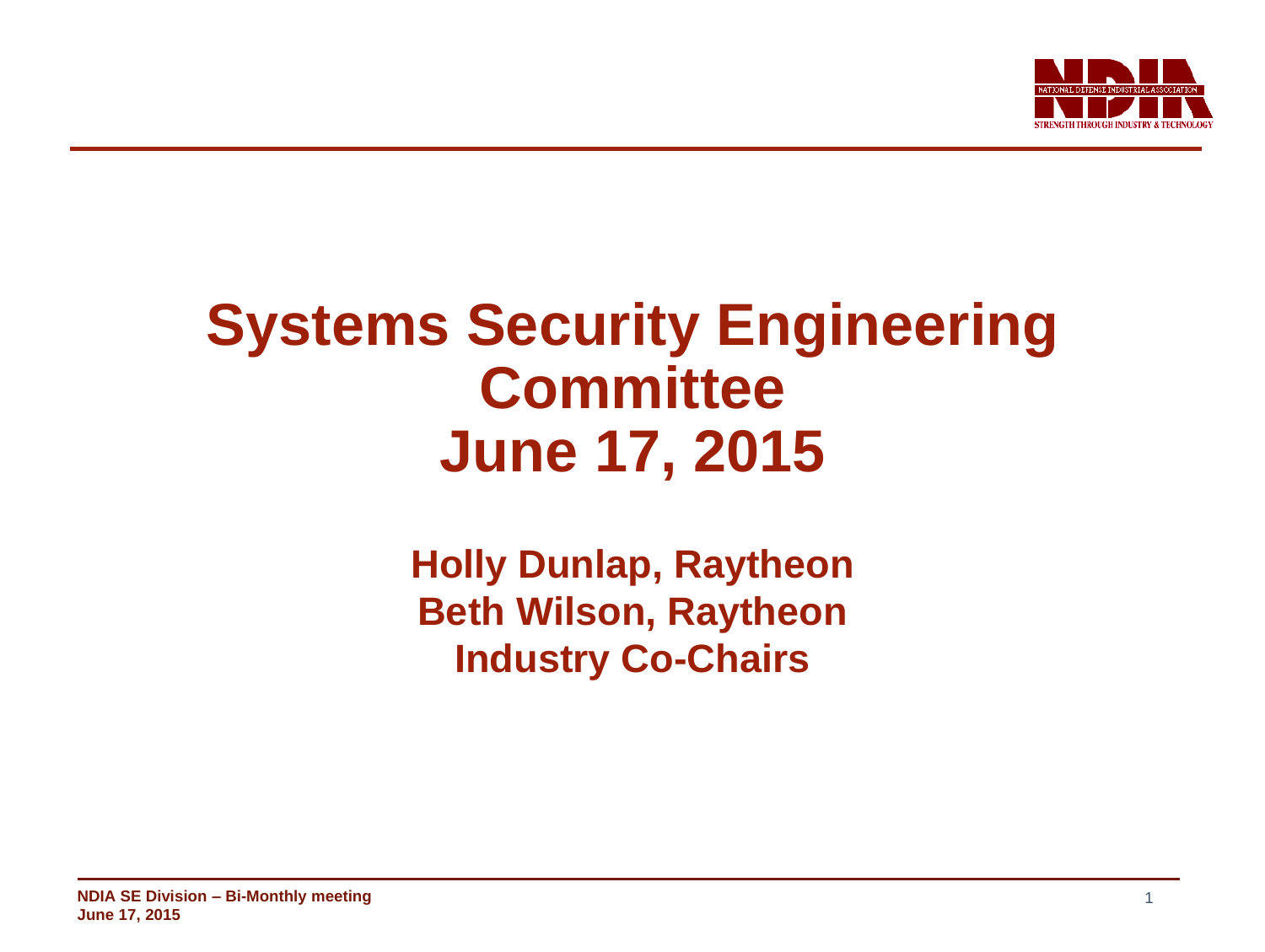# Systems Security Engineering Committee June 17, 2015

**Holly Dunlap, Raytheon**
**Beth Wilson, Raytheon**
**Industry Co-Chairs**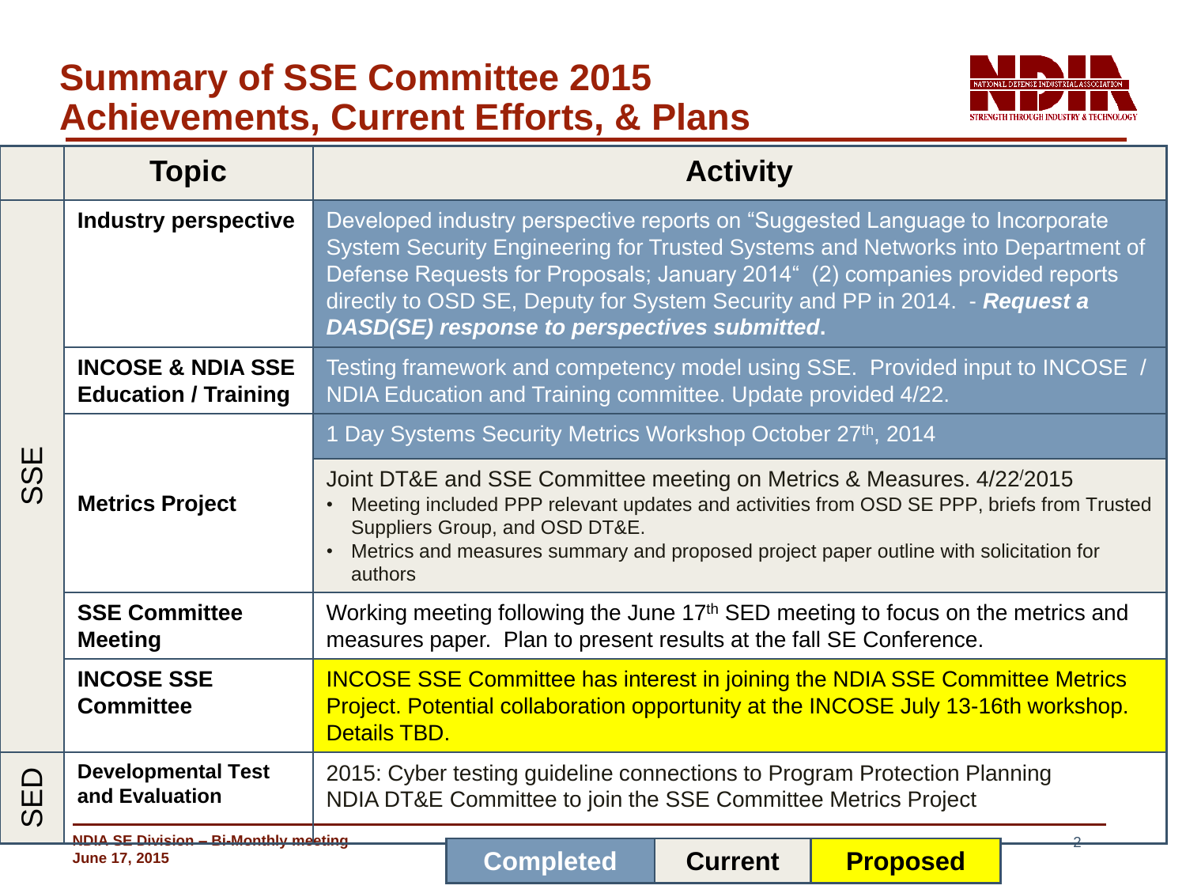# Summary of SSE Committee 2015 Achievements, Current Efforts, & Plans

| | Topic | Activity |
|---|---|---|
| SSE | **Industry perspective** | Developed industry perspective reports on "Suggested Language to Incorporate System Security Engineering for Trusted Systems and Networks into Department of Defense Requests for Proposals; January 2014" (2) companies provided reports directly to OSD SE, Deputy for System Security and PP in 2014. - ***Request a DASD(SE) response to perspectives submitted*.** |
| | **INCOSE & NDIA SSE Education / Training** | Testing framework and competency model using SSE. Provided input to INCOSE / NDIA Education and Training committee. Update provided 4/22. |
| | **Metrics Project** | 1 Day Systems Security Metrics Workshop October 27th, 2014 |
| | | Joint DT&E and SSE Committee meeting on Metrics & Measures. 4/22/2015<br>• Meeting included PPP relevant updates and activities from OSD SE PPP, briefs from Trusted Suppliers Group, and OSD DT&E.<br>• Metrics and measures summary and proposed project paper outline with solicitation for authors |
| | **SSE Committee Meeting** | Working meeting following the June 17th SED meeting to focus on the metrics and measures paper. Plan to present results at the fall SE Conference. |
| | **INCOSE SSE Committee** | INCOSE SSE Committee has interest in joining the NDIA SSE Committee Metrics Project. Potential collaboration opportunity at the INCOSE July 13-16th workshop. Details TBD. |
| SED | **Developmental Test and Evaluation** | 2015: Cyber testing guideline connections to Program Protection Planning<br>NDIA DT&E Committee to join the SSE Committee Metrics Project |

Legend: Completed | Current | Proposed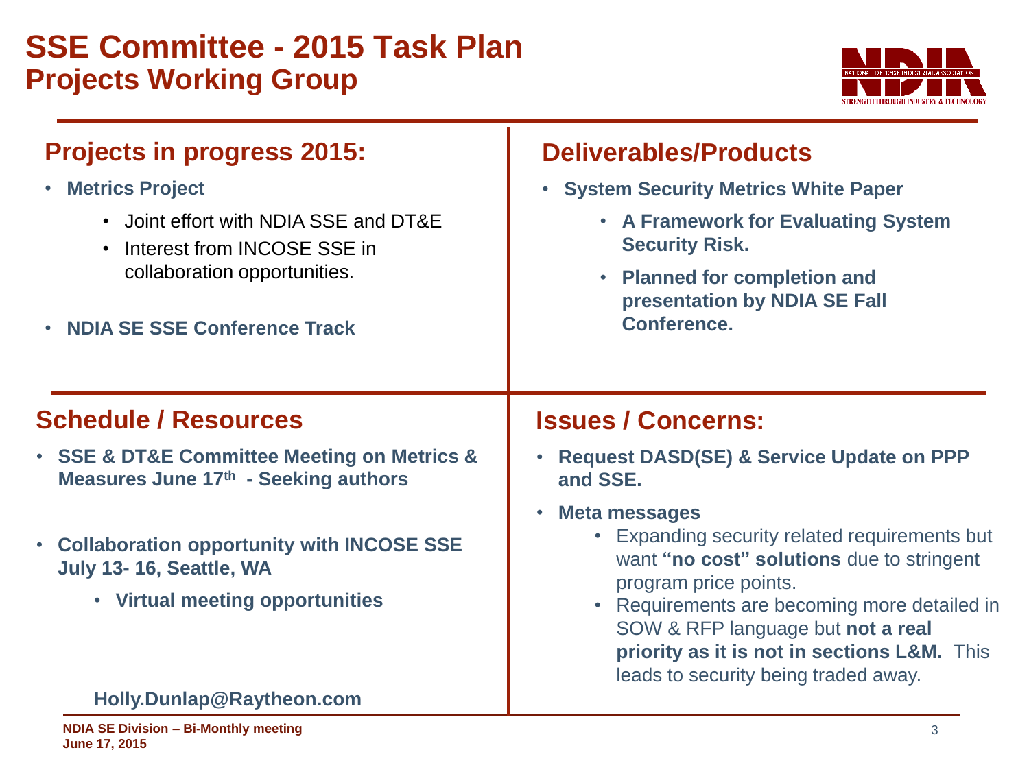# SSE Committee - 2015 Task Plan
## Projects Working Group

## Projects in progress 2015:

- **Metrics Project**
  - Joint effort with NDIA SSE and DT&E
  - Interest from INCOSE SSE in collaboration opportunities.
- **NDIA SE SSE Conference Track**

## Deliverables/Products

- **System Security Metrics White Paper**
  - **A Framework for Evaluating System Security Risk.**
  - **Planned for completion and presentation by NDIA SE Fall Conference.**

## Schedule / Resources

- **SSE & DT&E Committee Meeting on Metrics & Measures June 17th - Seeking authors**
- **Collaboration opportunity with INCOSE SSE July 13- 16, Seattle, WA**
  - **Virtual meeting opportunities**

**Holly.Dunlap@Raytheon.com**

## Issues / Concerns:

- **Request DASD(SE) & Service Update on PPP and SSE.**
- **Meta messages**
  - Expanding security related requirements but want **"no cost" solutions** due to stringent program price points.
  - Requirements are becoming more detailed in SOW & RFP language but **not a real priority as it is not in sections L&M.** This leads to security being traded away.

**NDIA SE Division – Bi-Monthly meeting**
**June 17, 2015**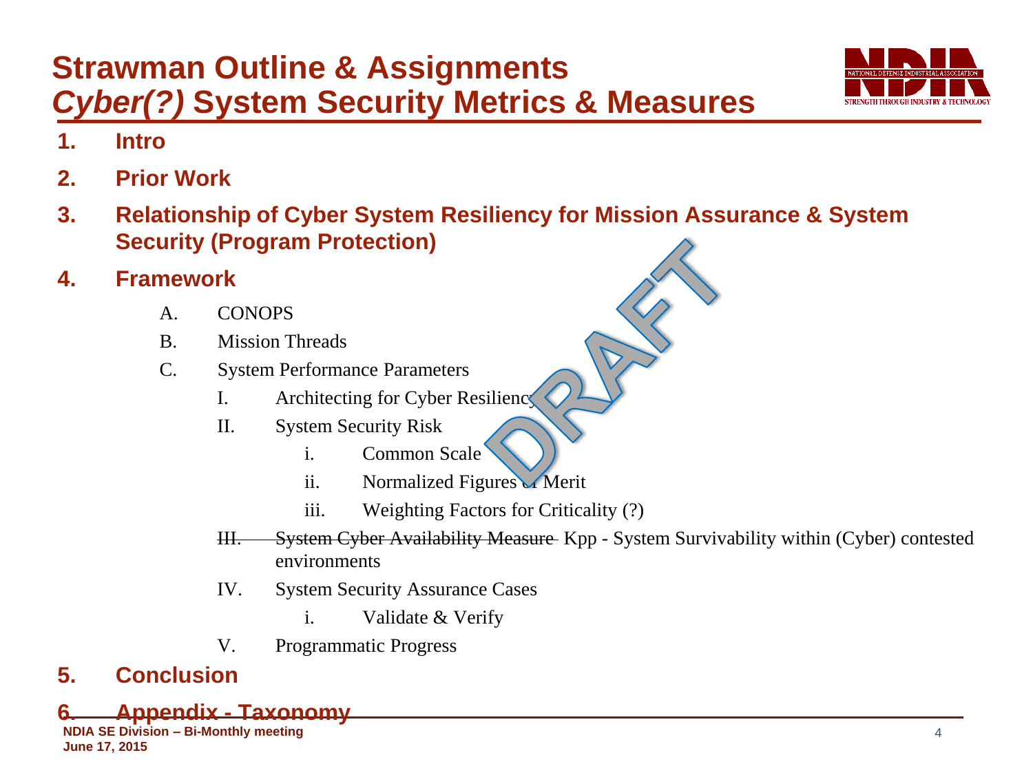# Strawman Outline & Assignments
# *Cyber(?)* System Security Metrics & Measures

1. **Intro**
2. **Prior Work**
3. **Relationship of Cyber System Resiliency for Mission Assurance & System Security (Program Protection)**
4. **Framework**
   - A. CONOPS
   - B. Mission Threads
   - C. System Performance Parameters
     - I. Architecting for Cyber Resiliency
     - II. System Security Risk
       - i. Common Scale
       - ii. Normalized Figures of Merit
       - iii. Weighting Factors for Criticality (?)
     - ~~III. System Cyber Availability Measure~~ Kpp - System Survivability within (Cyber) contested environments
     - IV. System Security Assurance Cases
       - i. Validate & Verify
     - V. Programmatic Progress
5. **Conclusion**
6. **Appendix - Taxonomy**

DRAFT